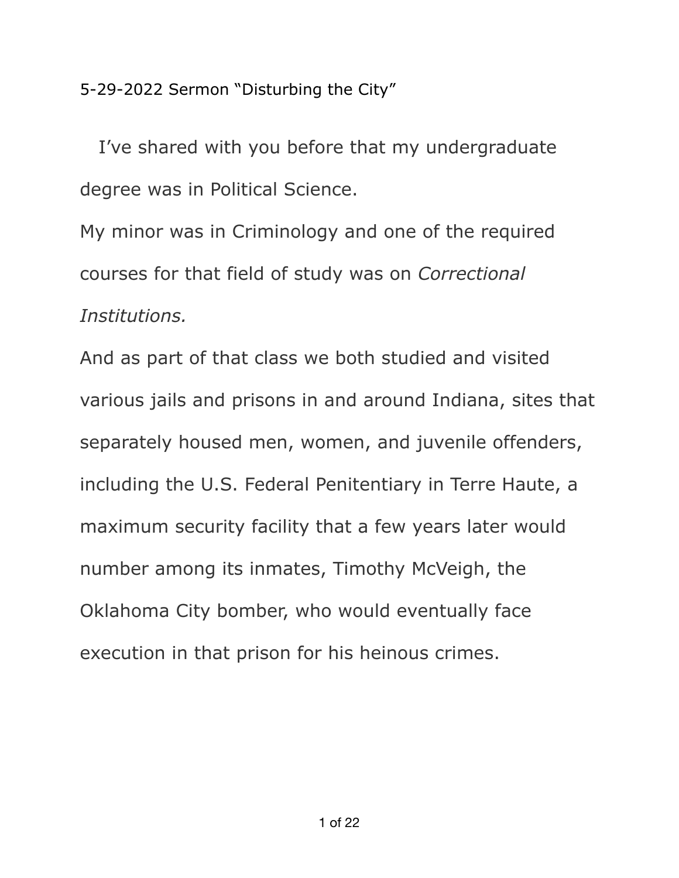5-29-2022 Sermon "Disturbing the City"

I've shared with you before that my undergraduate degree was in Political Science.

My minor was in Criminology and one of the required courses for that field of study was on *Correctional Institutions.*

And as part of that class we both studied and visited various jails and prisons in and around Indiana, sites that separately housed men, women, and juvenile offenders, including the U.S. Federal Penitentiary in Terre Haute, a maximum security facility that a few years later would number among its inmates, Timothy McVeigh, the Oklahoma City bomber, who would eventually face execution in that prison for his heinous crimes.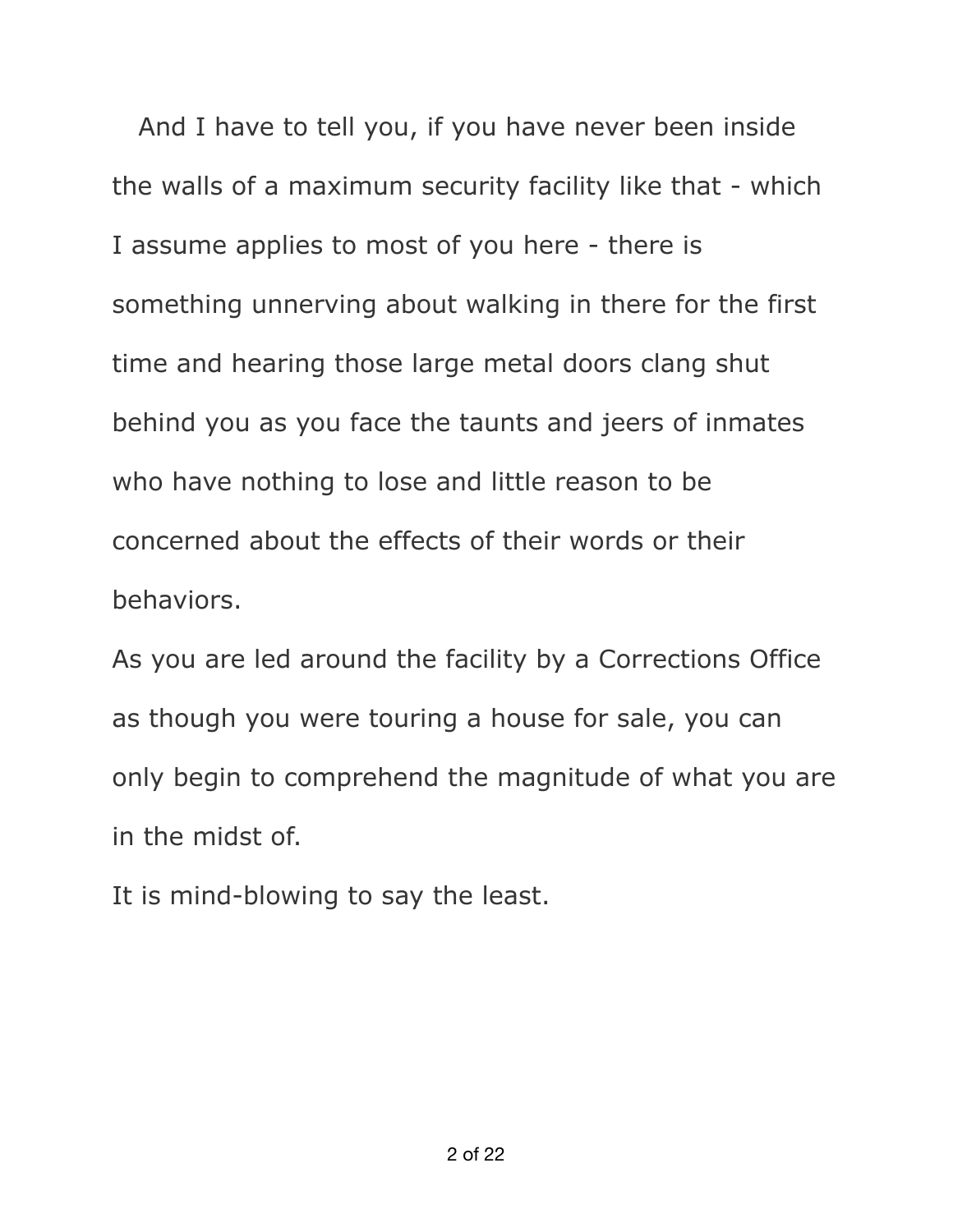And I have to tell you, if you have never been inside the walls of a maximum security facility like that - which I assume applies to most of you here - there is something unnerving about walking in there for the first time and hearing those large metal doors clang shut behind you as you face the taunts and jeers of inmates who have nothing to lose and little reason to be concerned about the effects of their words or their behaviors.

As you are led around the facility by a Corrections Office as though you were touring a house for sale, you can only begin to comprehend the magnitude of what you are in the midst of.

It is mind-blowing to say the least.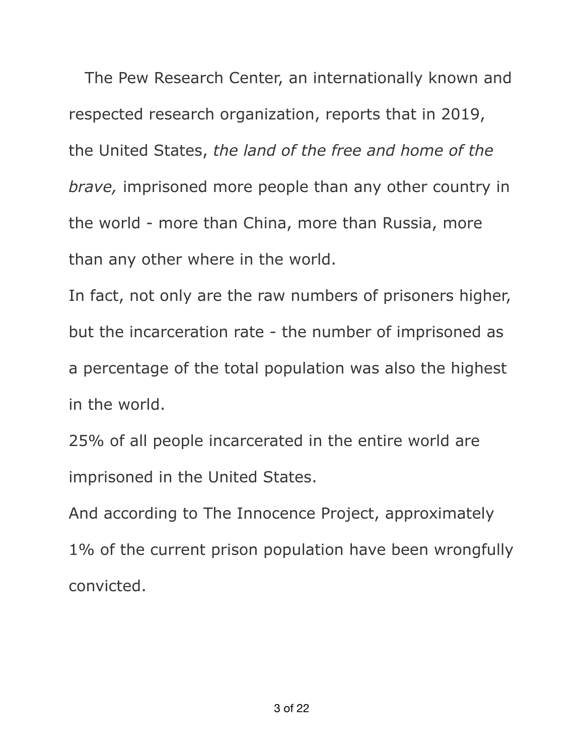The Pew Research Center, an internationally known and respected research organization, reports that in 2019, the United States, *the land of the free and home of the brave,* imprisoned more people than any other country in the world - more than China, more than Russia, more than any other where in the world.

In fact, not only are the raw numbers of prisoners higher, but the incarceration rate - the number of imprisoned as a percentage of the total population was also the highest in the world.

25% of all people incarcerated in the entire world are imprisoned in the United States.

And according to The Innocence Project, approximately 1% of the current prison population have been wrongfully convicted.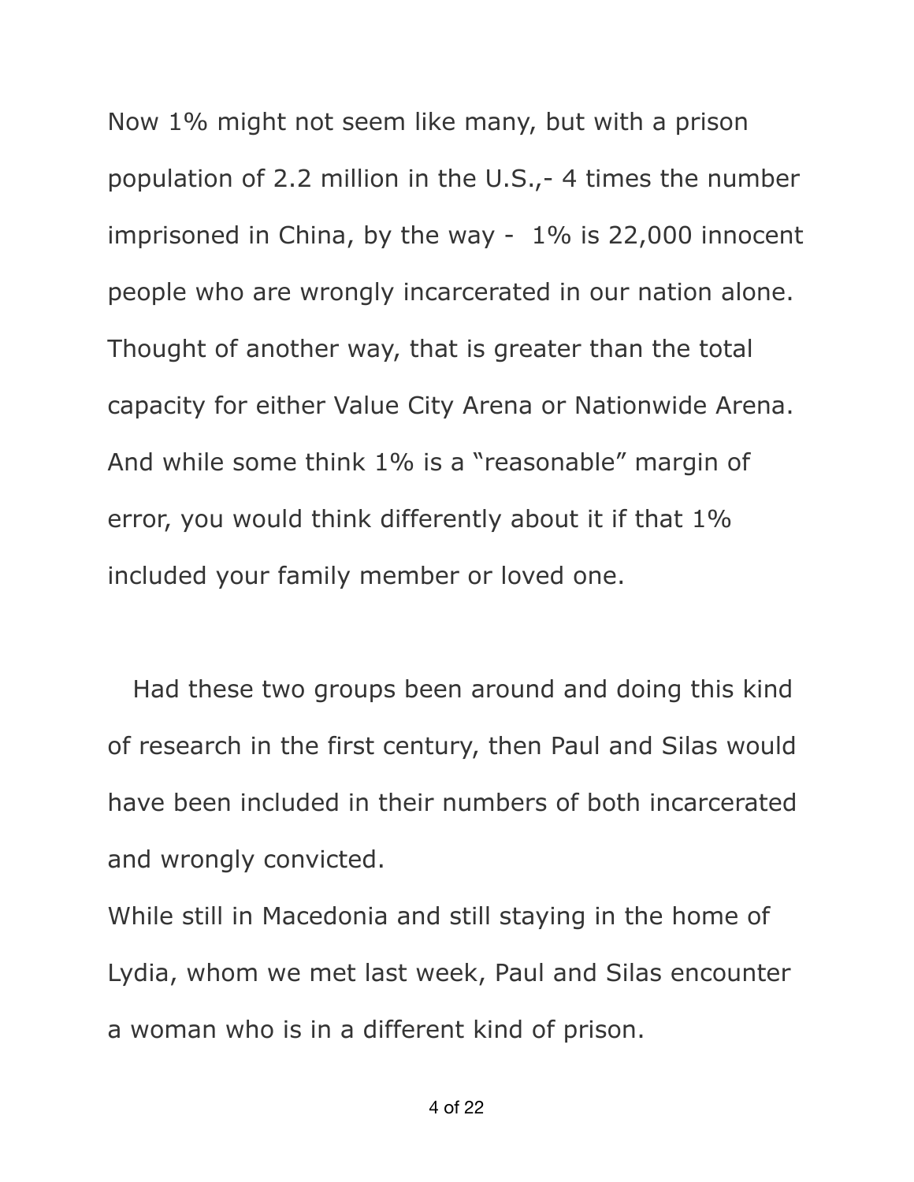Now 1% might not seem like many, but with a prison population of 2.2 million in the U.S.,- 4 times the number imprisoned in China, by the way - 1% is 22,000 innocent people who are wrongly incarcerated in our nation alone. Thought of another way, that is greater than the total capacity for either Value City Arena or Nationwide Arena. And while some think 1% is a "reasonable" margin of error, you would think differently about it if that 1% included your family member or loved one.

Had these two groups been around and doing this kind of research in the first century, then Paul and Silas would have been included in their numbers of both incarcerated and wrongly convicted.

While still in Macedonia and still staying in the home of Lydia, whom we met last week, Paul and Silas encounter a woman who is in a different kind of prison.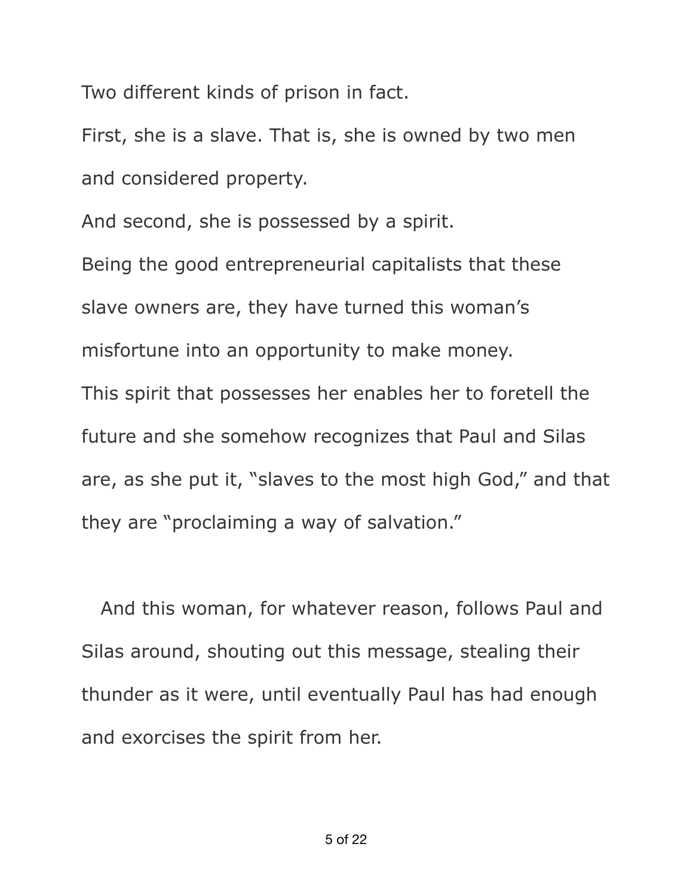Two different kinds of prison in fact.

First, she is a slave. That is, she is owned by two men and considered property.

And second, she is possessed by a spirit.

Being the good entrepreneurial capitalists that these slave owners are, they have turned this woman's misfortune into an opportunity to make money.

This spirit that possesses her enables her to foretell the future and she somehow recognizes that Paul and Silas are, as she put it, "slaves to the most high God," and that they are "proclaiming a way of salvation."

And this woman, for whatever reason, follows Paul and Silas around, shouting out this message, stealing their thunder as it were, until eventually Paul has had enough and exorcises the spirit from her.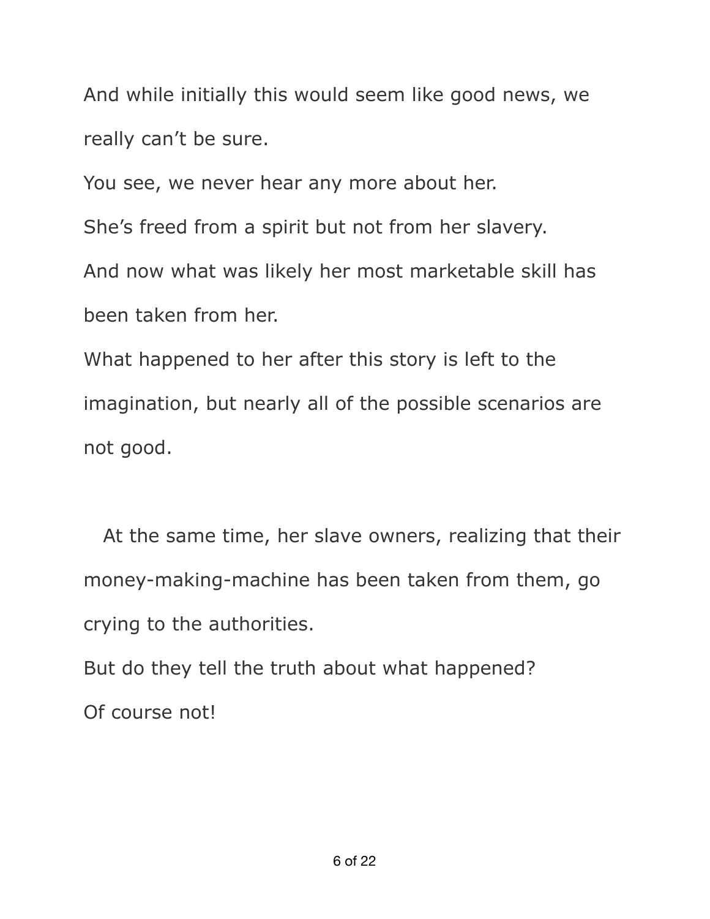And while initially this would seem like good news, we really can't be sure.

You see, we never hear any more about her.

She's freed from a spirit but not from her slavery.

And now what was likely her most marketable skill has been taken from her.

What happened to her after this story is left to the imagination, but nearly all of the possible scenarios are not good.

At the same time, her slave owners, realizing that their money-making-machine has been taken from them, go crying to the authorities.

But do they tell the truth about what happened?

Of course not!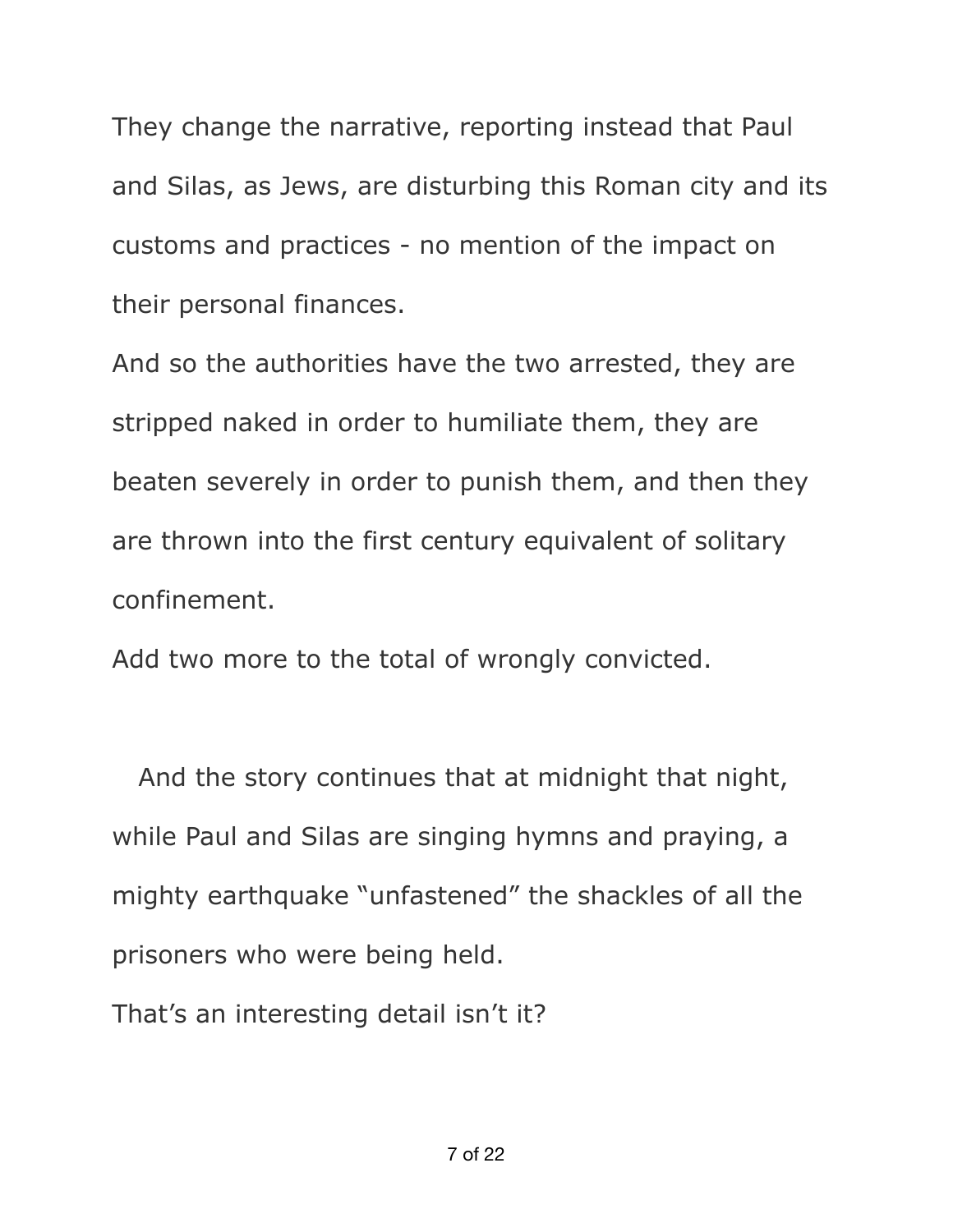They change the narrative, reporting instead that Paul and Silas, as Jews, are disturbing this Roman city and its customs and practices - no mention of the impact on their personal finances.

And so the authorities have the two arrested, they are stripped naked in order to humiliate them, they are beaten severely in order to punish them, and then they are thrown into the first century equivalent of solitary confinement.

Add two more to the total of wrongly convicted.

And the story continues that at midnight that night, while Paul and Silas are singing hymns and praying, a mighty earthquake "unfastened" the shackles of all the prisoners who were being held.

That's an interesting detail isn't it?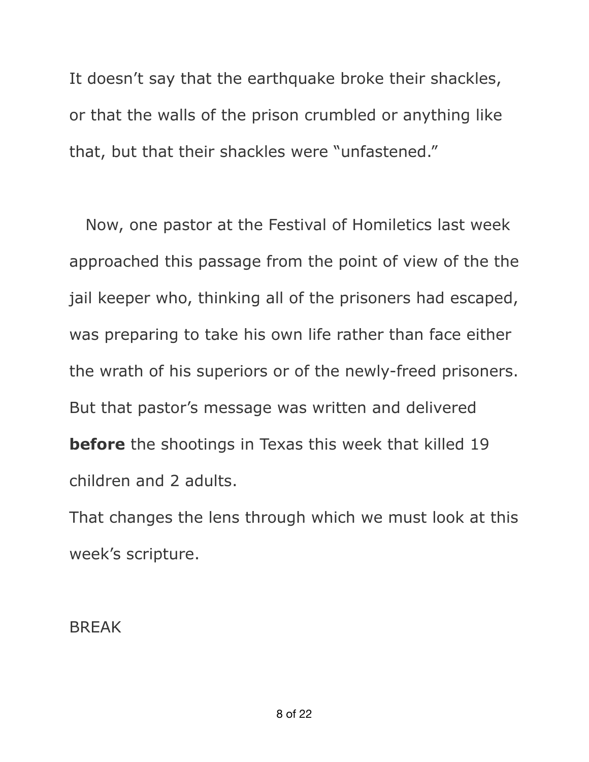It doesn't say that the earthquake broke their shackles, or that the walls of the prison crumbled or anything like that, but that their shackles were "unfastened."

Now, one pastor at the Festival of Homiletics last week approached this passage from the point of view of the the jail keeper who, thinking all of the prisoners had escaped, was preparing to take his own life rather than face either the wrath of his superiors or of the newly-freed prisoners. But that pastor's message was written and delivered **before** the shootings in Texas this week that killed 19 children and 2 adults.

That changes the lens through which we must look at this week's scripture.

BREAK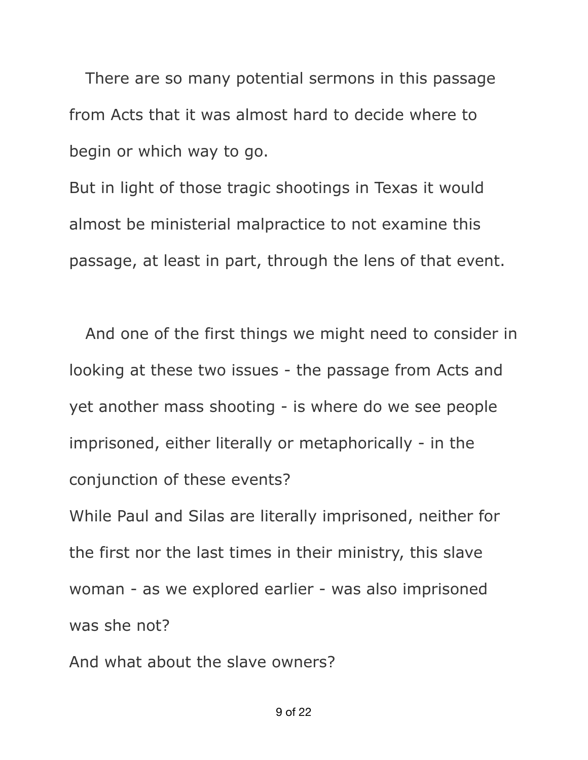There are so many potential sermons in this passage from Acts that it was almost hard to decide where to begin or which way to go.

But in light of those tragic shootings in Texas it would almost be ministerial malpractice to not examine this passage, at least in part, through the lens of that event.

And one of the first things we might need to consider in looking at these two issues - the passage from Acts and yet another mass shooting - is where do we see people imprisoned, either literally or metaphorically - in the conjunction of these events?

While Paul and Silas are literally imprisoned, neither for the first nor the last times in their ministry, this slave woman - as we explored earlier - was also imprisoned was she not?

And what about the slave owners?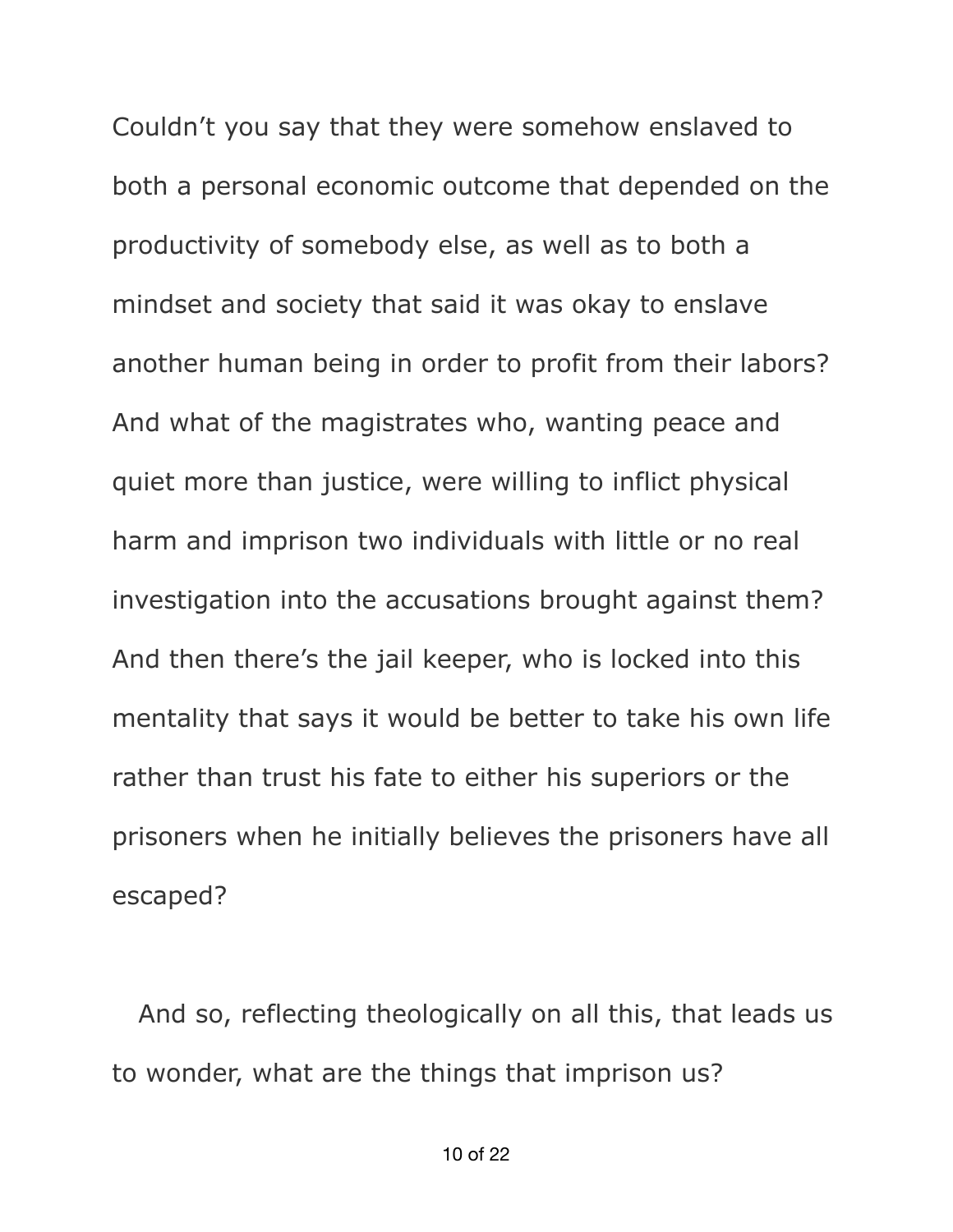Couldn't you say that they were somehow enslaved to both a personal economic outcome that depended on the productivity of somebody else, as well as to both a mindset and society that said it was okay to enslave another human being in order to profit from their labors? And what of the magistrates who, wanting peace and quiet more than justice, were willing to inflict physical harm and imprison two individuals with little or no real investigation into the accusations brought against them? And then there's the jail keeper, who is locked into this mentality that says it would be better to take his own life rather than trust his fate to either his superiors or the prisoners when he initially believes the prisoners have all escaped?

And so, reflecting theologically on all this, that leads us to wonder, what are the things that imprison us?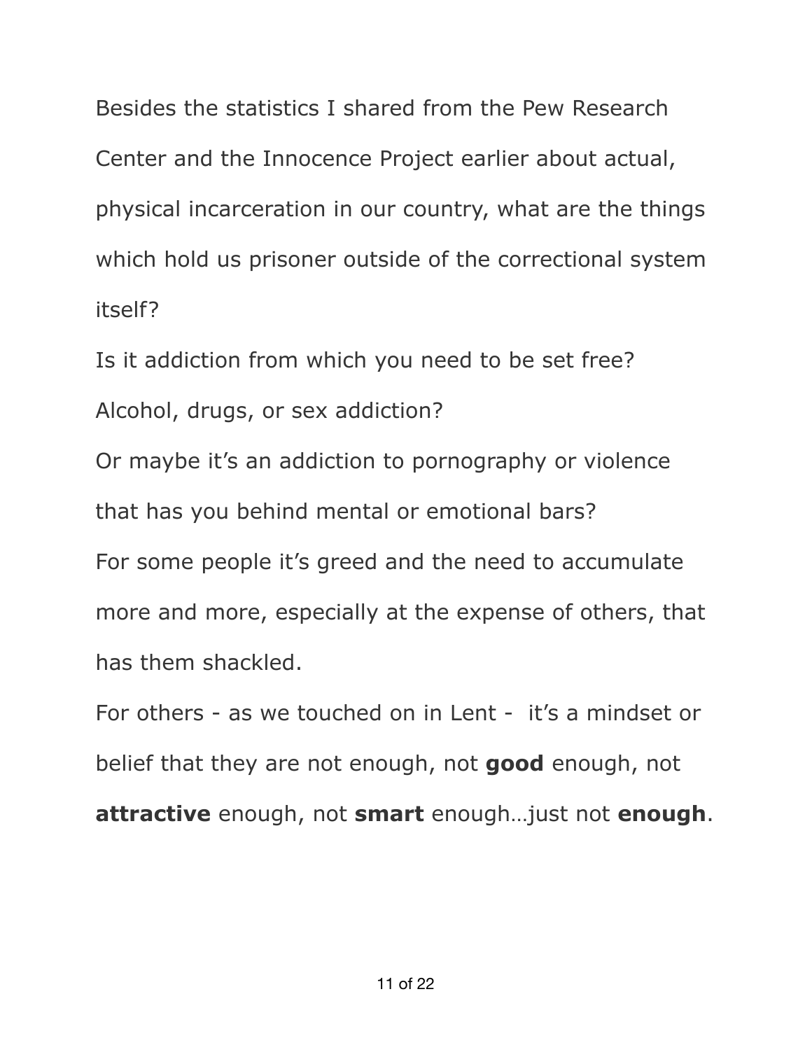Besides the statistics I shared from the Pew Research Center and the Innocence Project earlier about actual, physical incarceration in our country, what are the things which hold us prisoner outside of the correctional system itself?

Is it addiction from which you need to be set free?

Alcohol, drugs, or sex addiction?

Or maybe it's an addiction to pornography or violence that has you behind mental or emotional bars?

For some people it's greed and the need to accumulate more and more, especially at the expense of others, that has them shackled.

For others - as we touched on in Lent - it's a mindset or belief that they are not enough, not **good** enough, not **attractive** enough, not **smart** enough…just not **enough**.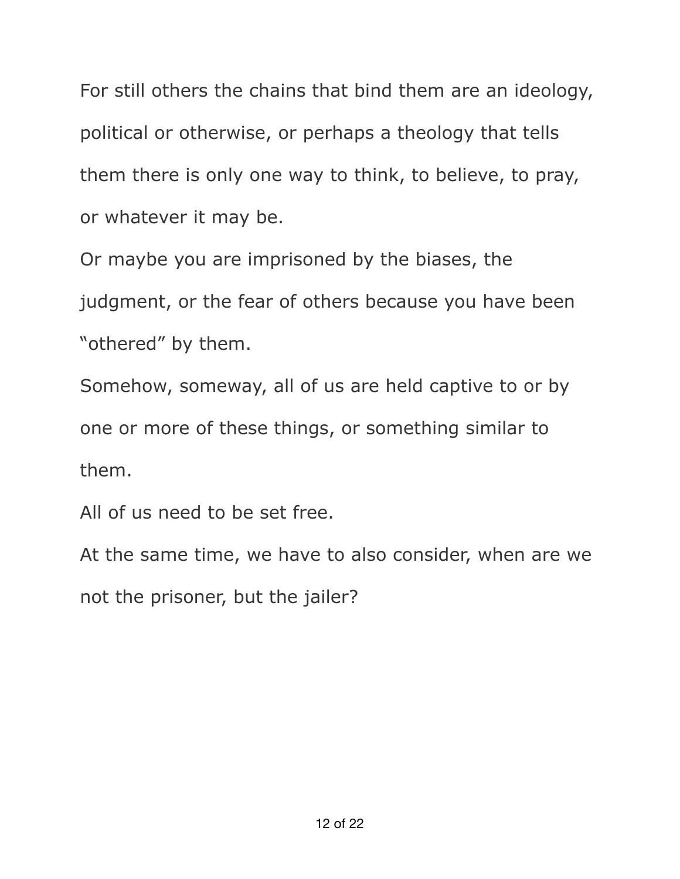For still others the chains that bind them are an ideology, political or otherwise, or perhaps a theology that tells them there is only one way to think, to believe, to pray, or whatever it may be.

Or maybe you are imprisoned by the biases, the judgment, or the fear of others because you have been "othered" by them.

Somehow, someway, all of us are held captive to or by one or more of these things, or something similar to them.

All of us need to be set free.

At the same time, we have to also consider, when are we not the prisoner, but the jailer?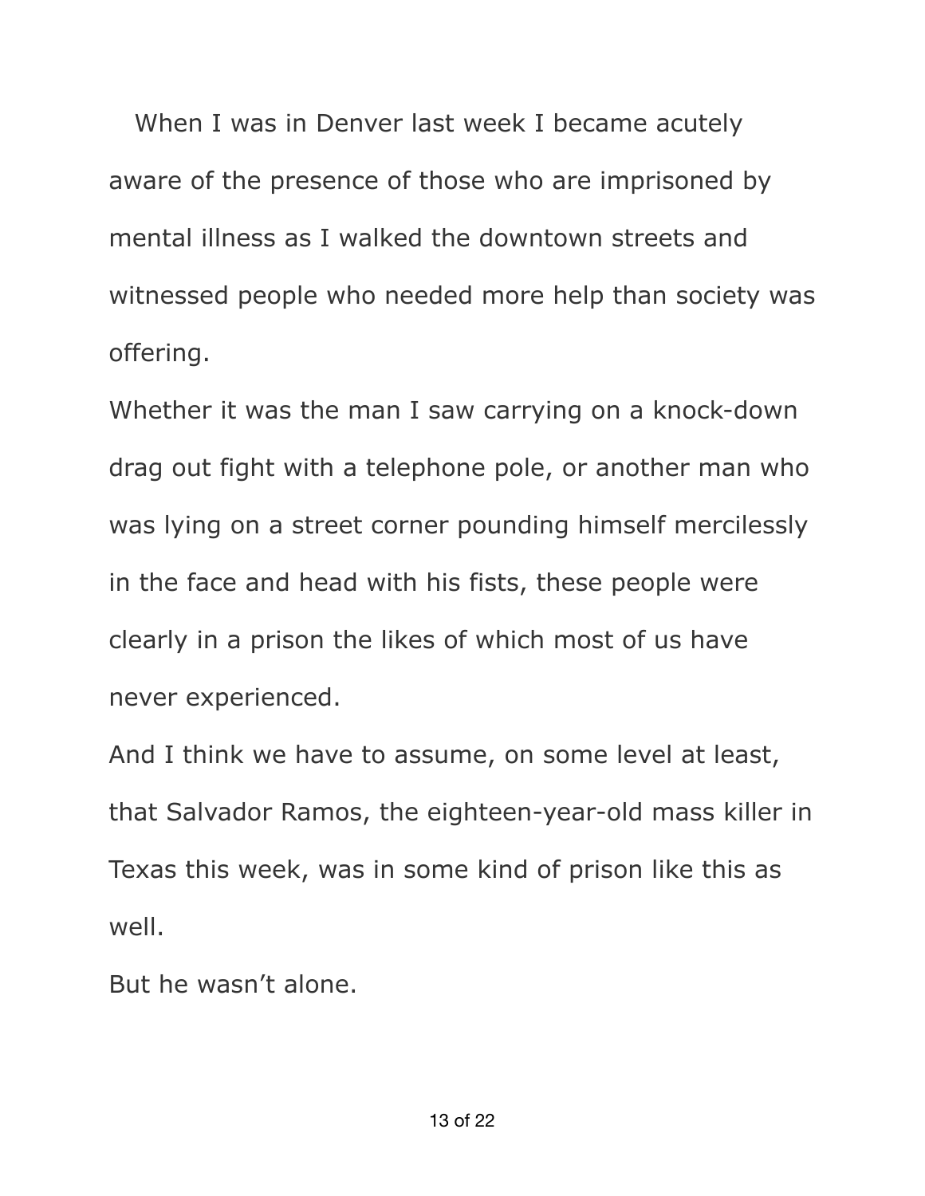When I was in Denver last week I became acutely aware of the presence of those who are imprisoned by mental illness as I walked the downtown streets and witnessed people who needed more help than society was offering.

Whether it was the man I saw carrying on a knock-down drag out fight with a telephone pole, or another man who was lying on a street corner pounding himself mercilessly in the face and head with his fists, these people were clearly in a prison the likes of which most of us have never experienced.

And I think we have to assume, on some level at least, that Salvador Ramos, the eighteen-year-old mass killer in Texas this week, was in some kind of prison like this as well.

But he wasn't alone.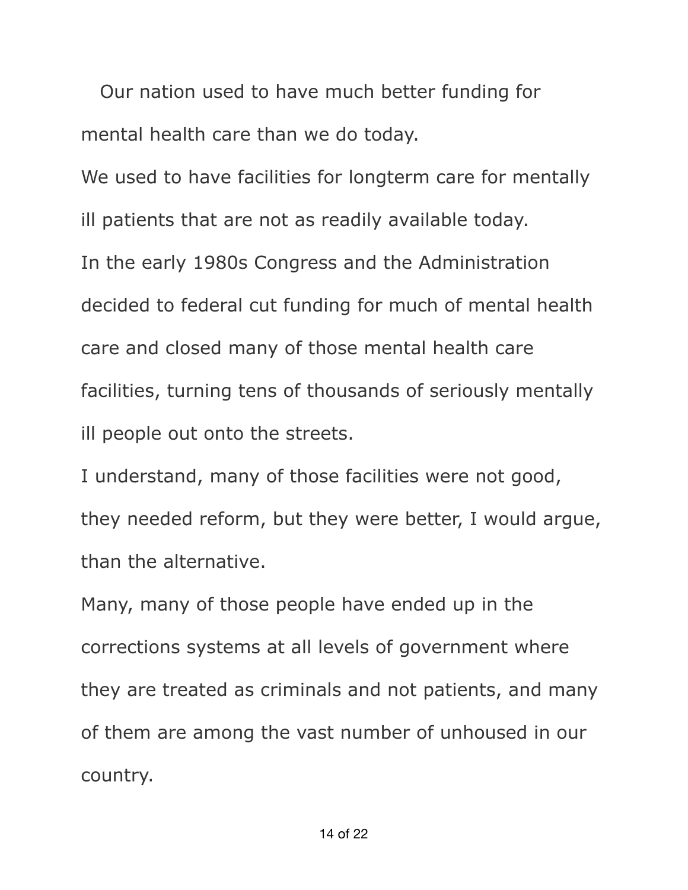Our nation used to have much better funding for mental health care than we do today.

We used to have facilities for longterm care for mentally ill patients that are not as readily available today.

In the early 1980s Congress and the Administration decided to federal cut funding for much of mental health care and closed many of those mental health care facilities, turning tens of thousands of seriously mentally ill people out onto the streets.

I understand, many of those facilities were not good, they needed reform, but they were better, I would argue, than the alternative.

Many, many of those people have ended up in the corrections systems at all levels of government where they are treated as criminals and not patients, and many of them are among the vast number of unhoused in our country.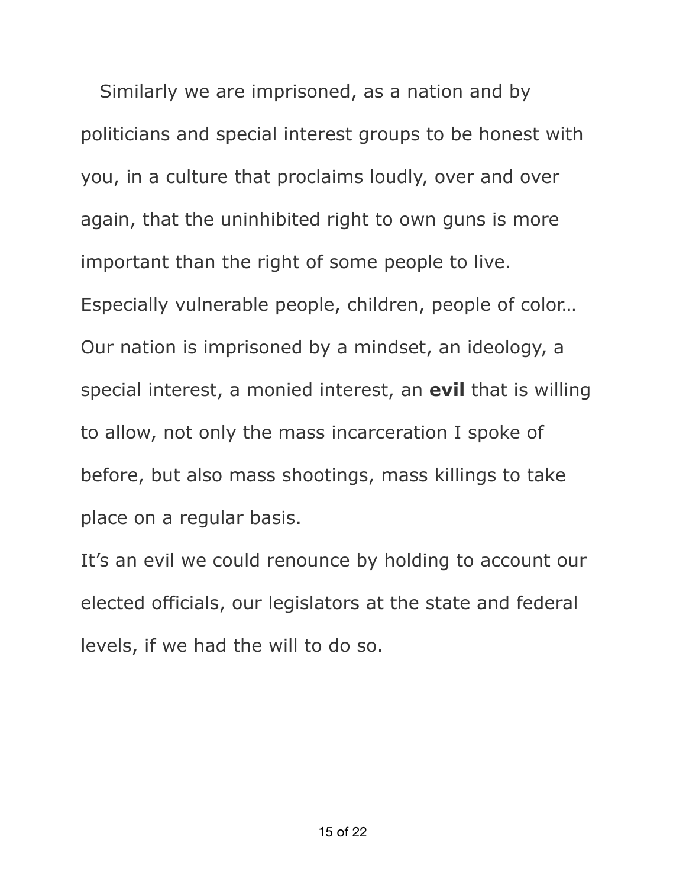Similarly we are imprisoned, as a nation and by politicians and special interest groups to be honest with you, in a culture that proclaims loudly, over and over again, that the uninhibited right to own guns is more important than the right of some people to live. Especially vulnerable people, children, people of color… Our nation is imprisoned by a mindset, an ideology, a special interest, a monied interest, an **evil** that is willing to allow, not only the mass incarceration I spoke of before, but also mass shootings, mass killings to take place on a regular basis.

It's an evil we could renounce by holding to account our elected officials, our legislators at the state and federal levels, if we had the will to do so.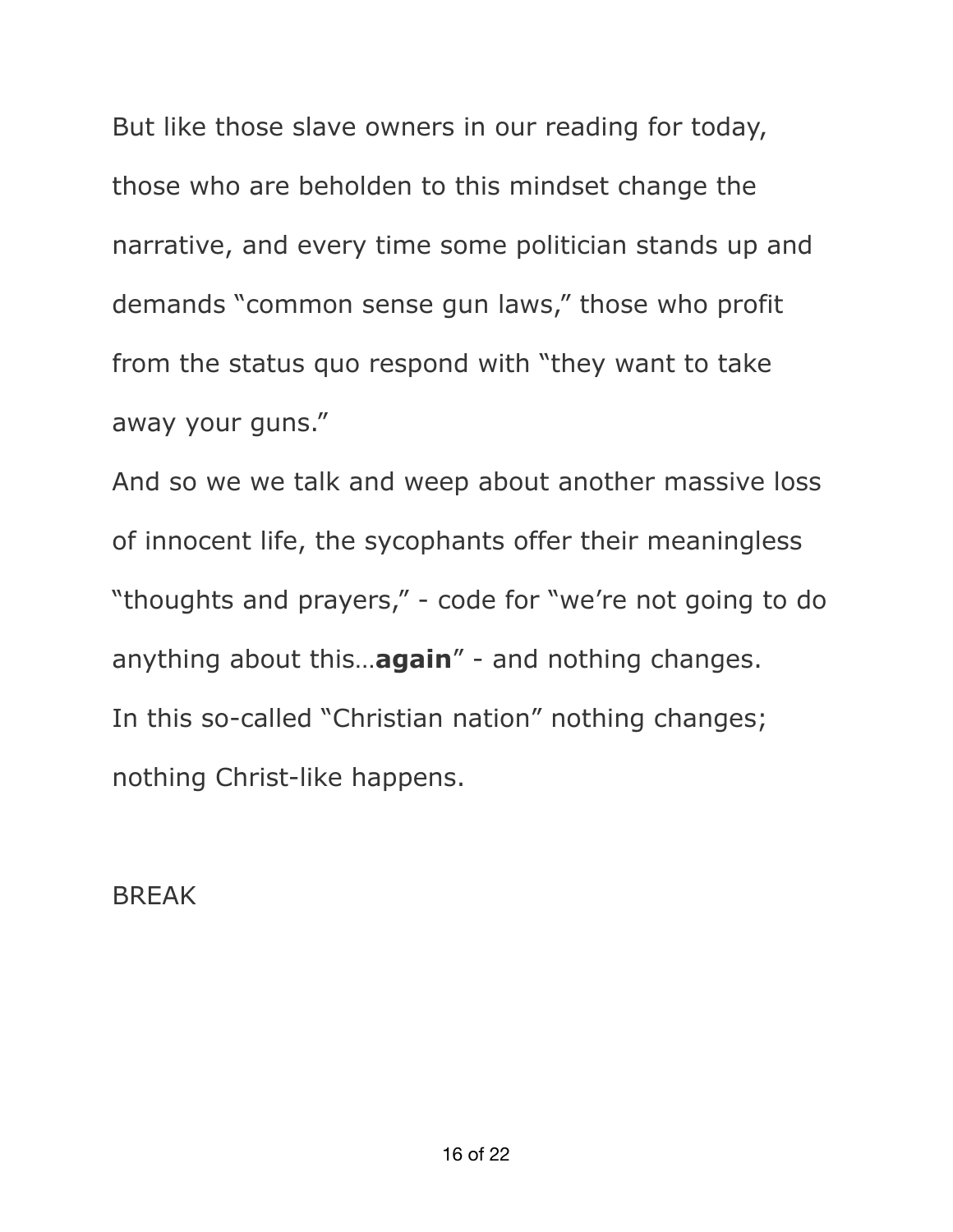But like those slave owners in our reading for today, those who are beholden to this mindset change the narrative, and every time some politician stands up and demands “common sense gun laws,” those who profit from the status quo respond with “they want to take away your guns.”

And so we we talk and weep about another massive loss of innocent life, the sycophants offer their meaningless “thoughts and prayers,” - code for “we’re not going to do anything about this…**again**” - and nothing changes.

In this so-called “Christian nation” nothing changes; nothing Christ-like happens.

BREAK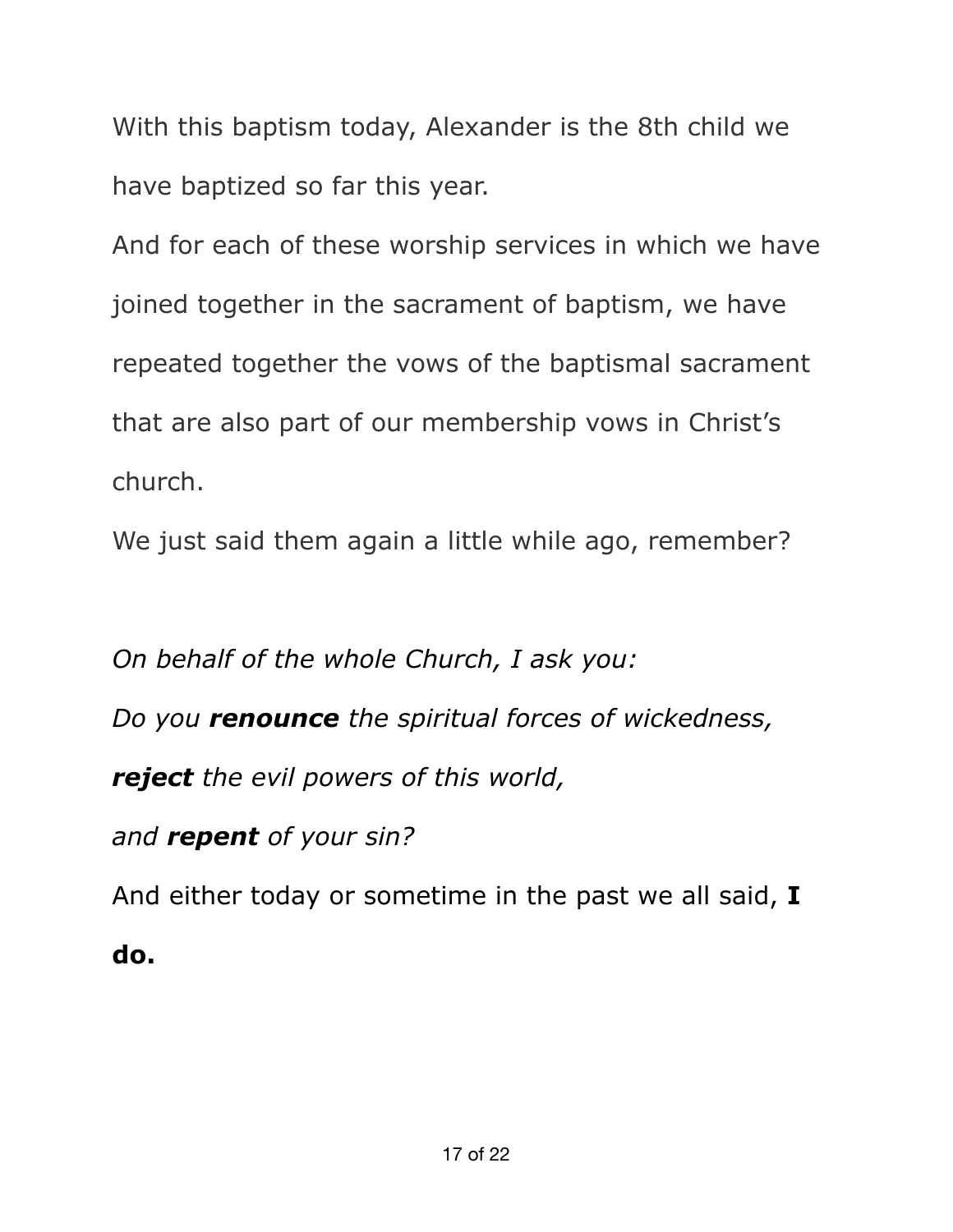With this baptism today, Alexander is the 8th child we have baptized so far this year.

And for each of these worship services in which we have joined together in the sacrament of baptism, we have repeated together the vows of the baptismal sacrament that are also part of our membership vows in Christ's church.

We just said them again a little while ago, remember?

*On behalf of the whole Church, I ask you:*

*Do you **renounce** the spiritual forces of wickedness,*

***reject** the evil powers of this world,*

*and **repent** of your sin?*

And either today or sometime in the past we all said, **I do.**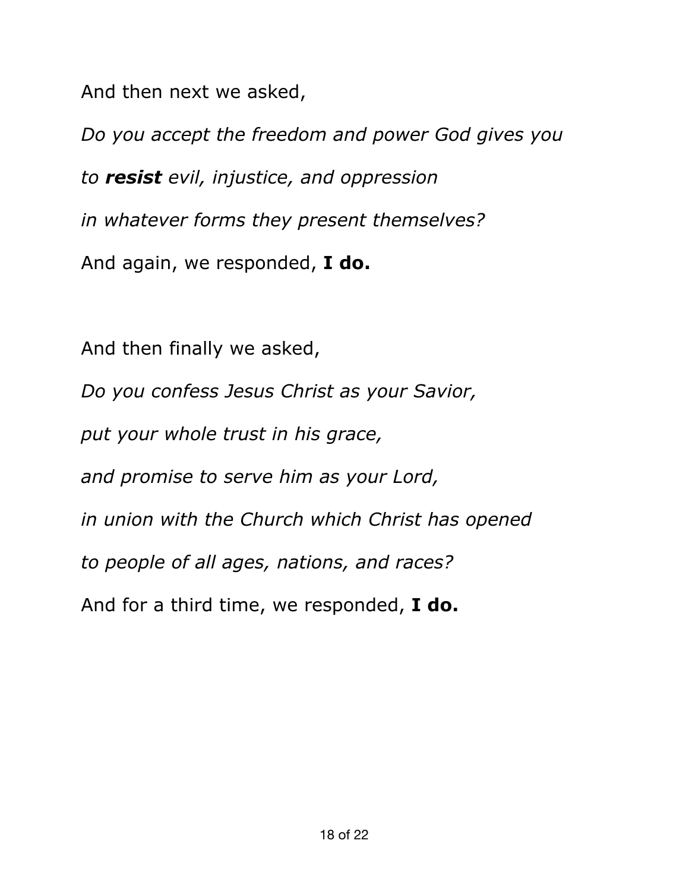And then next we asked,

*Do you accept the freedom and power God gives you*

*to **resist** evil, injustice, and oppression*

*in whatever forms they present themselves?*

And again, we responded, **I do.**

And then finally we asked,

*Do you confess Jesus Christ as your Savior,*

*put your whole trust in his grace,*

*and promise to serve him as your Lord,*

*in union with the Church which Christ has opened*

*to people of all ages, nations, and races?*

And for a third time, we responded, **I do.**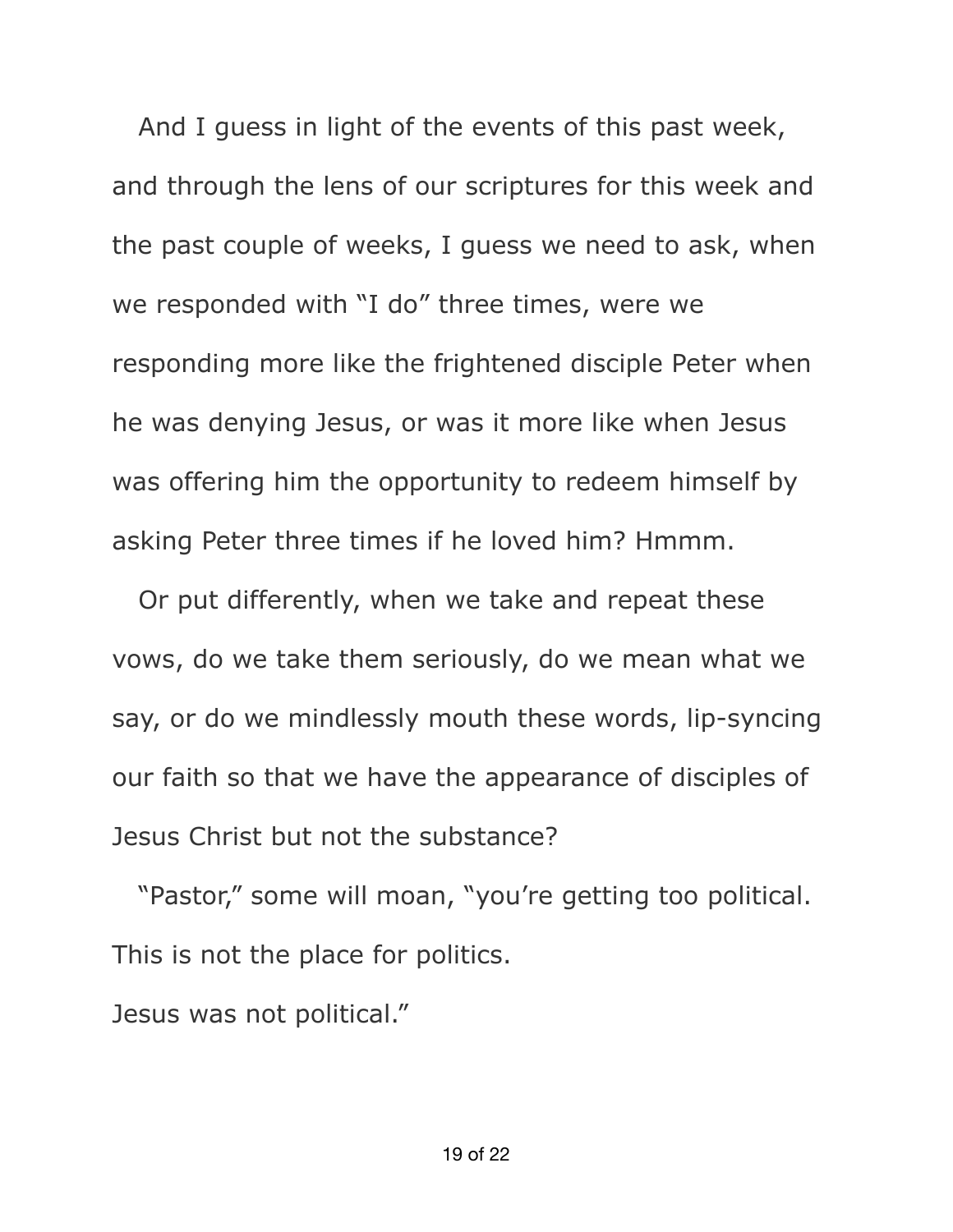And I guess in light of the events of this past week, and through the lens of our scriptures for this week and the past couple of weeks, I guess we need to ask, when we responded with “I do” three times, were we responding more like the frightened disciple Peter when he was denying Jesus, or was it more like when Jesus was offering him the opportunity to redeem himself by asking Peter three times if he loved him? Hmmm.

Or put differently, when we take and repeat these vows, do we take them seriously, do we mean what we say, or do we mindlessly mouth these words, lip-syncing our faith so that we have the appearance of disciples of Jesus Christ but not the substance?

“Pastor,” some will moan, “you’re getting too political. This is not the place for politics.
Jesus was not political.”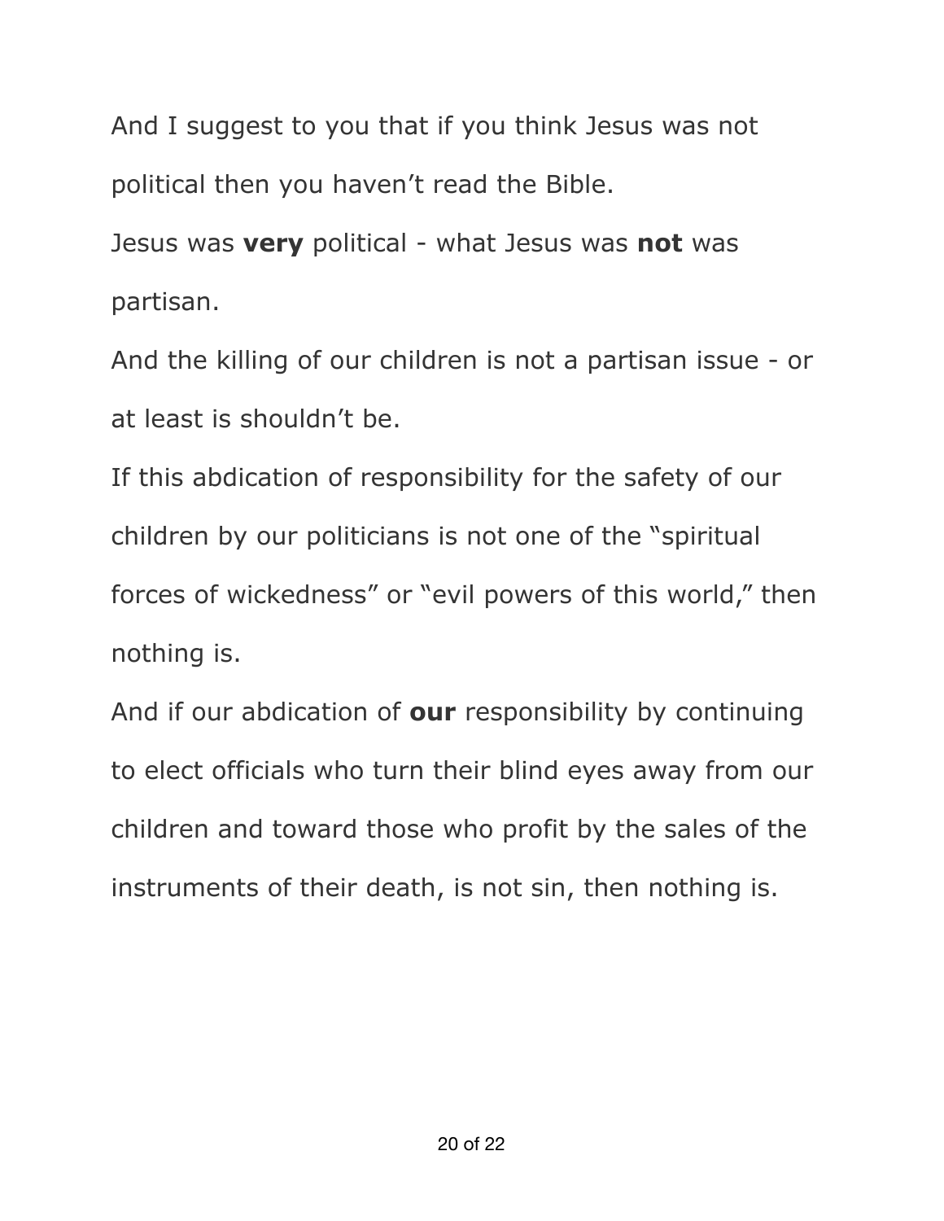And I suggest to you that if you think Jesus was not political then you haven't read the Bible.

Jesus was **very** political - what Jesus was **not** was partisan.

And the killing of our children is not a partisan issue - or at least is shouldn't be.

If this abdication of responsibility for the safety of our children by our politicians is not one of the "spiritual forces of wickedness" or "evil powers of this world," then nothing is.

And if our abdication of **our** responsibility by continuing to elect officials who turn their blind eyes away from our children and toward those who profit by the sales of the instruments of their death, is not sin, then nothing is.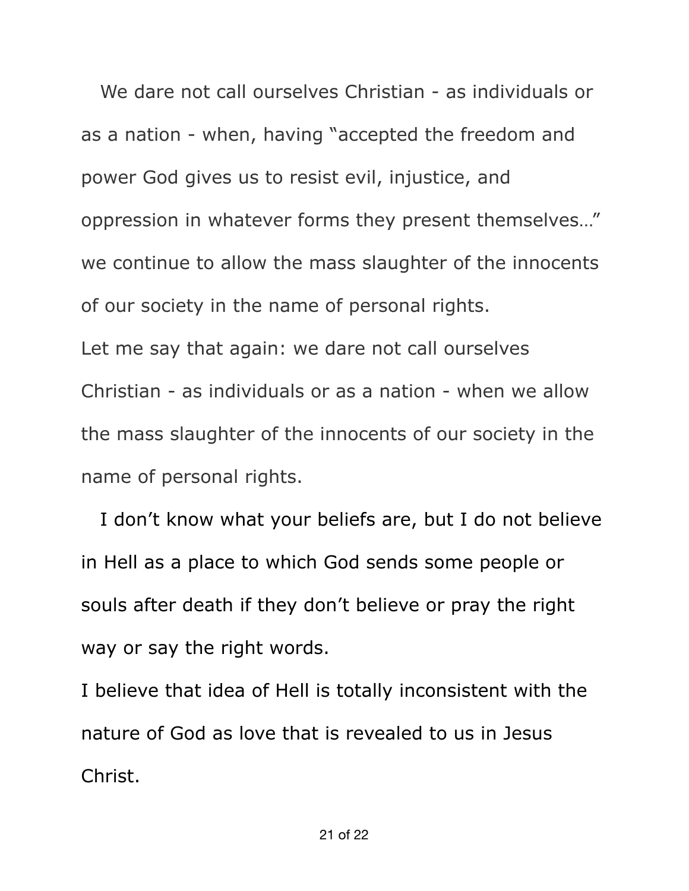We dare not call ourselves Christian - as individuals or as a nation - when, having "accepted the freedom and power God gives us to resist evil, injustice, and oppression in whatever forms they present themselves…" we continue to allow the mass slaughter of the innocents of our society in the name of personal rights.

Let me say that again: we dare not call ourselves Christian - as individuals or as a nation - when we allow the mass slaughter of the innocents of our society in the name of personal rights.

I don't know what your beliefs are, but I do not believe in Hell as a place to which God sends some people or souls after death if they don't believe or pray the right way or say the right words.

I believe that idea of Hell is totally inconsistent with the nature of God as love that is revealed to us in Jesus Christ.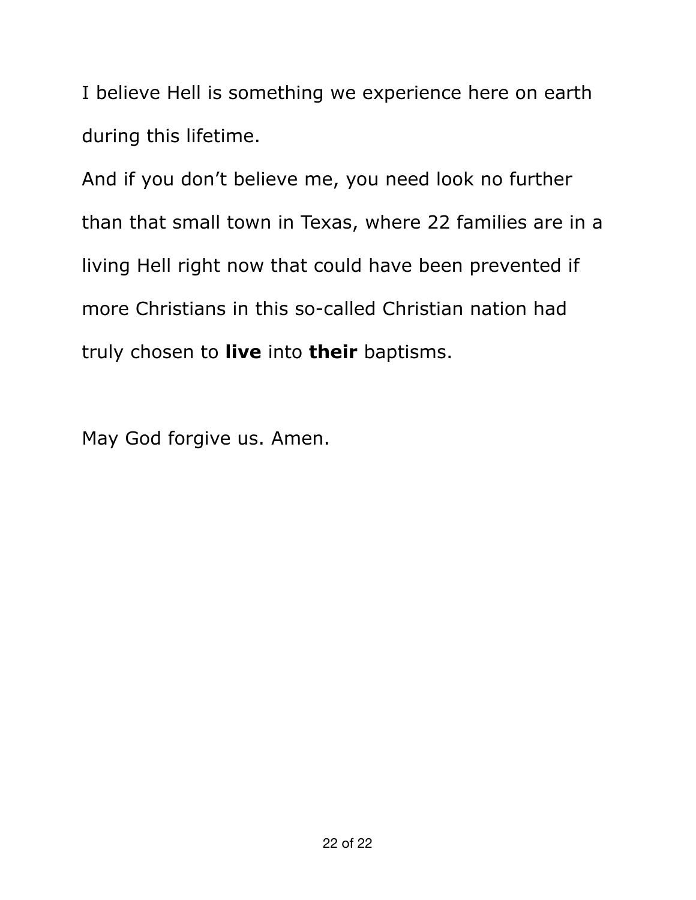I believe Hell is something we experience here on earth during this lifetime.

And if you don't believe me, you need look no further than that small town in Texas, where 22 families are in a living Hell right now that could have been prevented if more Christians in this so-called Christian nation had truly chosen to **live** into **their** baptisms.

May God forgive us. Amen.